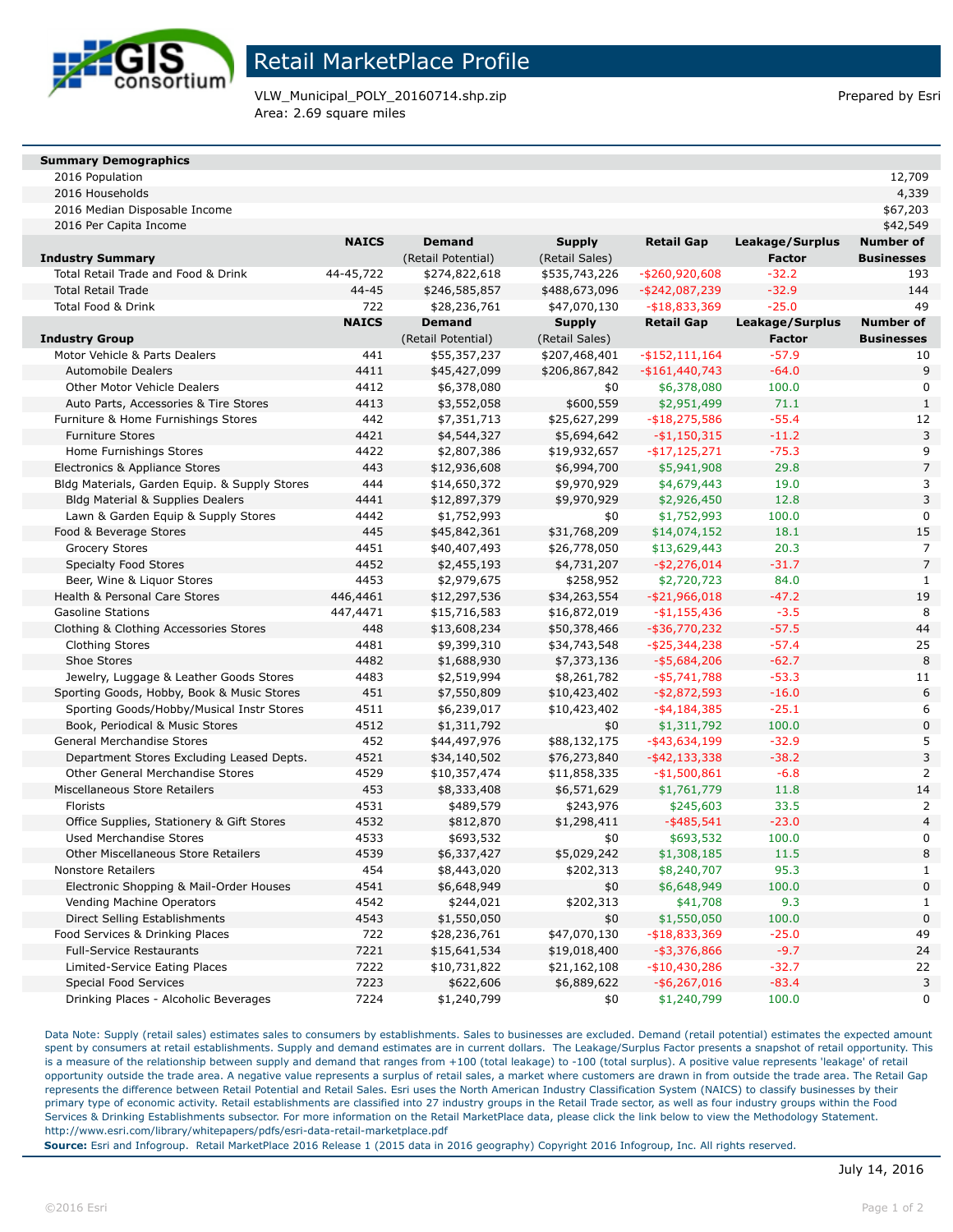# Retail MarketPlace Profile

VLW_Municipal_POLY_20160714.shp.zip
Area: 2.69 square miles

Prepared by Esri

| Summary Demographics | |
|---|---|
| 2016 Population | 12,709 |
| 2016 Households | 4,339 |
| 2016 Median Disposable Income | $67,203 |
| 2016 Per Capita Income | $42,549 |

| Industry Summary | NAICS | Demand (Retail Potential) | Supply (Retail Sales) | Retail Gap | Leakage/Surplus Factor | Number of Businesses |
|---|---|---|---|---|---|---|
| Total Retail Trade and Food & Drink | 44-45,722 | $274,822,618 | $535,743,226 | -$260,920,608 | -32.2 | 193 |
| Total Retail Trade | 44-45 | $246,585,857 | $488,673,096 | -$242,087,239 | -32.9 | 144 |
| Total Food & Drink | 722 | $28,236,761 | $47,070,130 | -$18,833,369 | -25.0 | 49 |

| Industry Group | NAICS | Demand (Retail Potential) | Supply (Retail Sales) | Retail Gap | Leakage/Surplus Factor | Number of Businesses |
|---|---|---|---|---|---|---|
| Motor Vehicle & Parts Dealers | 441 | $55,357,237 | $207,468,401 | -$152,111,164 | -57.9 | 10 |
| Automobile Dealers | 4411 | $45,427,099 | $206,867,842 | -$161,440,743 | -64.0 | 9 |
| Other Motor Vehicle Dealers | 4412 | $6,378,080 | $0 | $6,378,080 | 100.0 | 0 |
| Auto Parts, Accessories & Tire Stores | 4413 | $3,552,058 | $600,559 | $2,951,499 | 71.1 | 1 |
| Furniture & Home Furnishings Stores | 442 | $7,351,713 | $25,627,299 | -$18,275,586 | -55.4 | 12 |
| Furniture Stores | 4421 | $4,544,327 | $5,694,642 | -$1,150,315 | -11.2 | 3 |
| Home Furnishings Stores | 4422 | $2,807,386 | $19,932,657 | -$17,125,271 | -75.3 | 9 |
| Electronics & Appliance Stores | 443 | $12,936,608 | $6,994,700 | $5,941,908 | 29.8 | 7 |
| Bldg Materials, Garden Equip. & Supply Stores | 444 | $14,650,372 | $9,970,929 | $4,679,443 | 19.0 | 3 |
| Bldg Material & Supplies Dealers | 4441 | $12,897,379 | $9,970,929 | $2,926,450 | 12.8 | 3 |
| Lawn & Garden Equip & Supply Stores | 4442 | $1,752,993 | $0 | $1,752,993 | 100.0 | 0 |
| Food & Beverage Stores | 445 | $45,842,361 | $31,768,209 | $14,074,152 | 18.1 | 15 |
| Grocery Stores | 4451 | $40,407,493 | $26,778,050 | $13,629,443 | 20.3 | 7 |
| Specialty Food Stores | 4452 | $2,455,193 | $4,731,207 | -$2,276,014 | -31.7 | 7 |
| Beer, Wine & Liquor Stores | 4453 | $2,979,675 | $258,952 | $2,720,723 | 84.0 | 1 |
| Health & Personal Care Stores | 446,4461 | $12,297,536 | $34,263,554 | -$21,966,018 | -47.2 | 19 |
| Gasoline Stations | 447,4471 | $15,716,583 | $16,872,019 | -$1,155,436 | -3.5 | 8 |
| Clothing & Clothing Accessories Stores | 448 | $13,608,234 | $50,378,466 | -$36,770,232 | -57.5 | 44 |
| Clothing Stores | 4481 | $9,399,310 | $34,743,548 | -$25,344,238 | -57.4 | 25 |
| Shoe Stores | 4482 | $1,688,930 | $7,373,136 | -$5,684,206 | -62.7 | 8 |
| Jewelry, Luggage & Leather Goods Stores | 4483 | $2,519,994 | $8,261,782 | -$5,741,788 | -53.3 | 11 |
| Sporting Goods, Hobby, Book & Music Stores | 451 | $7,550,809 | $10,423,402 | -$2,872,593 | -16.0 | 6 |
| Sporting Goods/Hobby/Musical Instr Stores | 4511 | $6,239,017 | $10,423,402 | -$4,184,385 | -25.1 | 6 |
| Book, Periodical & Music Stores | 4512 | $1,311,792 | $0 | $1,311,792 | 100.0 | 0 |
| General Merchandise Stores | 452 | $44,497,976 | $88,132,175 | -$43,634,199 | -32.9 | 5 |
| Department Stores Excluding Leased Depts. | 4521 | $34,140,502 | $76,273,840 | -$42,133,338 | -38.2 | 3 |
| Other General Merchandise Stores | 4529 | $10,357,474 | $11,858,335 | -$1,500,861 | -6.8 | 2 |
| Miscellaneous Store Retailers | 453 | $8,333,408 | $6,571,629 | $1,761,779 | 11.8 | 14 |
| Florists | 4531 | $489,579 | $243,976 | $245,603 | 33.5 | 2 |
| Office Supplies, Stationery & Gift Stores | 4532 | $812,870 | $1,298,411 | -$485,541 | -23.0 | 4 |
| Used Merchandise Stores | 4533 | $693,532 | $0 | $693,532 | 100.0 | 0 |
| Other Miscellaneous Store Retailers | 4539 | $6,337,427 | $5,029,242 | $1,308,185 | 11.5 | 8 |
| Nonstore Retailers | 454 | $8,443,020 | $202,313 | $8,240,707 | 95.3 | 1 |
| Electronic Shopping & Mail-Order Houses | 4541 | $6,648,949 | $0 | $6,648,949 | 100.0 | 0 |
| Vending Machine Operators | 4542 | $244,021 | $202,313 | $41,708 | 9.3 | 1 |
| Direct Selling Establishments | 4543 | $1,550,050 | $0 | $1,550,050 | 100.0 | 0 |
| Food Services & Drinking Places | 722 | $28,236,761 | $47,070,130 | -$18,833,369 | -25.0 | 49 |
| Full-Service Restaurants | 7221 | $15,641,534 | $19,018,400 | -$3,376,866 | -9.7 | 24 |
| Limited-Service Eating Places | 7222 | $10,731,822 | $21,162,108 | -$10,430,286 | -32.7 | 22 |
| Special Food Services | 7223 | $622,606 | $6,889,622 | -$6,267,016 | -83.4 | 3 |
| Drinking Places - Alcoholic Beverages | 7224 | $1,240,799 | $0 | $1,240,799 | 100.0 | 0 |

Data Note: Supply (retail sales) estimates sales to consumers by establishments. Sales to businesses are excluded. Demand (retail potential) estimates the expected amount spent by consumers at retail establishments. Supply and demand estimates are in current dollars. The Leakage/Surplus Factor presents a snapshot of retail opportunity. This is a measure of the relationship between supply and demand that ranges from +100 (total leakage) to -100 (total surplus). A positive value represents 'leakage' of retail opportunity outside the trade area. A negative value represents a surplus of retail sales, a market where customers are drawn in from outside the trade area. The Retail Gap represents the difference between Retail Potential and Retail Sales. Esri uses the North American Industry Classification System (NAICS) to classify businesses by their primary type of economic activity. Retail establishments are classified into 27 industry groups in the Retail Trade sector, as well as four industry groups within the Food Services & Drinking Establishments subsector. For more information on the Retail MarketPlace data, please click the link below to view the Methodology Statement. http://www.esri.com/library/whitepapers/pdfs/esri-data-retail-marketplace.pdf

**Source:** Esri and Infogroup. Retail MarketPlace 2016 Release 1 (2015 data in 2016 geography) Copyright 2016 Infogroup, Inc. All rights reserved.

July 14, 2016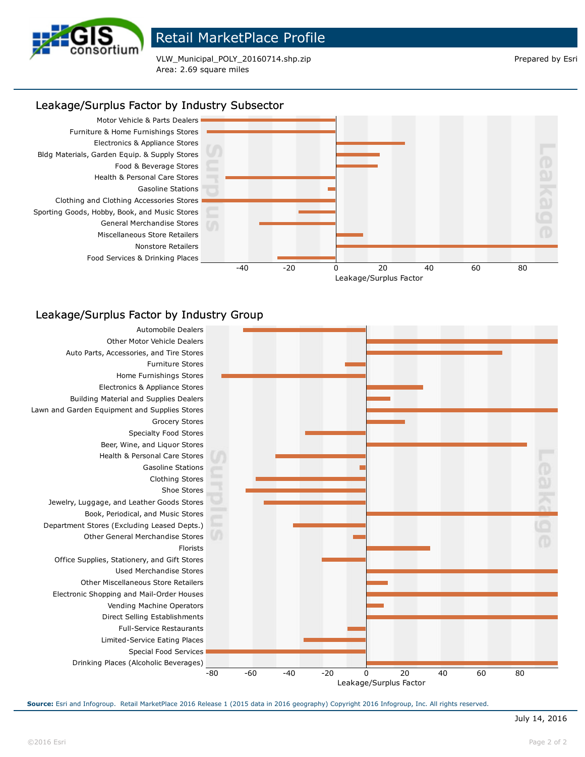# Retail MarketPlace Profile

VLW_Municipal_POLY_20160714.shp.zip
Area: 2.69 square miles

Prepared by Esri

## Leakage/Surplus Factor by Industry Subsector

Motor Vehicle & Parts Dealers
Furniture & Home Furnishings Stores
Electronics & Appliance Stores
Bldg Materials, Garden Equip. & Supply Stores
Food & Beverage Stores
Health & Personal Care Stores
Gasoline Stations
Clothing and Clothing Accessories Stores
Sporting Goods, Hobby, Book, and Music Stores
General Merchandise Stores
Miscellaneous Store Retailers
Nonstore Retailers
Food Services & Drinking Places

Surplus | Leakage

-40 -20 0 20 40 60 80

Leakage/Surplus Factor

## Leakage/Surplus Factor by Industry Group

Automobile Dealers
Other Motor Vehicle Dealers
Auto Parts, Accessories, and Tire Stores
Furniture Stores
Home Furnishings Stores
Electronics & Appliance Stores
Building Material and Supplies Dealers
Lawn and Garden Equipment and Supplies Stores
Grocery Stores
Specialty Food Stores
Beer, Wine, and Liquor Stores
Health & Personal Care Stores
Gasoline Stations
Clothing Stores
Shoe Stores
Jewelry, Luggage, and Leather Goods Stores
Book, Periodical, and Music Stores
Department Stores (Excluding Leased Depts.)
Other General Merchandise Stores
Florists
Office Supplies, Stationery, and Gift Stores
Used Merchandise Stores
Other Miscellaneous Store Retailers
Electronic Shopping and Mail-Order Houses
Vending Machine Operators
Direct Selling Establishments
Full-Service Restaurants
Limited-Service Eating Places
Special Food Services
Drinking Places (Alcoholic Beverages)

Surplus | Leakage

-80 -60 -40 -20 0 20 40 60 80

Leakage/Surplus Factor

**Source:** Esri and Infogroup. Retail MarketPlace 2016 Release 1 (2015 data in 2016 geography) Copyright 2016 Infogroup, Inc. All rights reserved.

July 14, 2016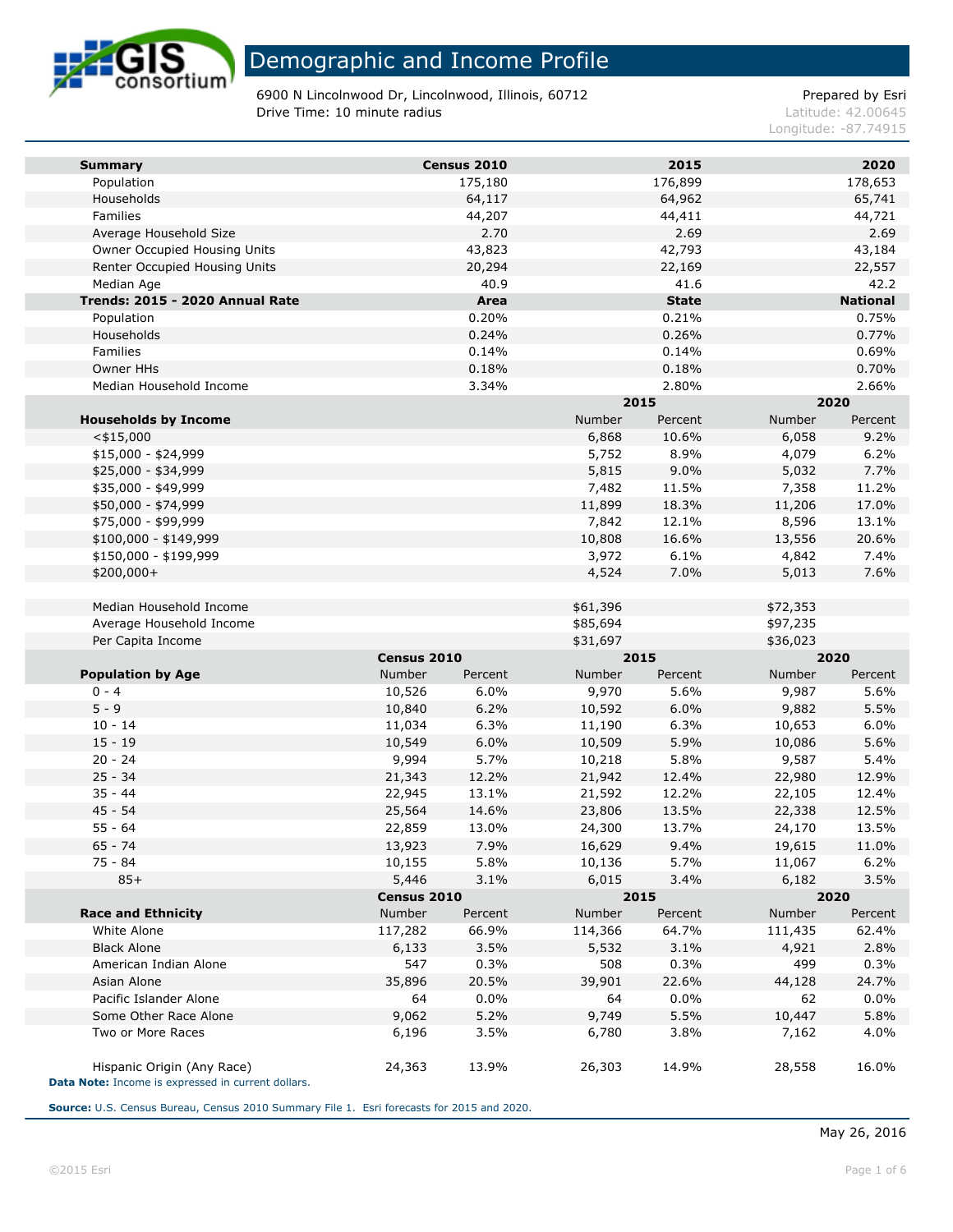# Demographic and Income Profile

6900 N Lincolnwood Dr, Lincolnwood, Illinois, 60712
Drive Time: 10 minute radius

Prepared by Esri
Latitude: 42.00645
Longitude: -87.74904

| Summary | Census 2010 | 2015 | 2020 |
|---|---|---|---|
| Population | 175,180 | 176,899 | 178,653 |
| Households | 64,117 | 64,962 | 65,741 |
| Families | 44,207 | 44,411 | 44,721 |
| Average Household Size | 2.70 | 2.69 | 2.69 |
| Owner Occupied Housing Units | 43,823 | 42,793 | 43,184 |
| Renter Occupied Housing Units | 20,294 | 22,169 | 22,557 |
| Median Age | 40.9 | 41.6 | 42.2 |

| Trends: 2015 - 2020 Annual Rate | Area | State | National |
|---|---|---|---|
| Population | 0.20% | 0.21% | 0.75% |
| Households | 0.24% | 0.26% | 0.77% |
| Families | 0.14% | 0.14% | 0.69% |
| Owner HHs | 0.18% | 0.18% | 0.70% |
| Median Household Income | 3.34% | 2.80% | 2.66% |

| | 2015 | | 2020 | |
|---|---|---|---|---|
| Households by Income | Number | Percent | Number | Percent |
| <$15,000 | 6,868 | 10.6% | 6,058 | 9.2% |
| $15,000 - $24,999 | 5,752 | 8.9% | 4,079 | 6.2% |
| $25,000 - $34,999 | 5,815 | 9.0% | 5,032 | 7.7% |
| $35,000 - $49,999 | 7,482 | 11.5% | 7,358 | 11.2% |
| $50,000 - $74,999 | 11,899 | 18.3% | 11,206 | 17.0% |
| $75,000 - $99,999 | 7,842 | 12.1% | 8,596 | 13.1% |
| $100,000 - $149,999 | 10,808 | 16.6% | 13,556 | 20.6% |
| $150,000 - $199,999 | 3,972 | 6.1% | 4,842 | 7.4% |
| $200,000+ | 4,524 | 7.0% | 5,013 | 7.6% |
| | | | | |
| Median Household Income | $61,396 | | $72,353 | |
| Average Household Income | $85,694 | | $97,235 | |
| Per Capita Income | $31,697 | | $36,023 | |

| | Census 2010 | | 2015 | | 2020 | |
|---|---|---|---|---|---|---|
| Population by Age | Number | Percent | Number | Percent | Number | Percent |
| 0 - 4 | 10,526 | 6.0% | 9,970 | 5.6% | 9,987 | 5.6% |
| 5 - 9 | 10,840 | 6.2% | 10,592 | 6.0% | 9,882 | 5.5% |
| 10 - 14 | 11,034 | 6.3% | 11,190 | 6.3% | 10,653 | 6.0% |
| 15 - 19 | 10,549 | 6.0% | 10,509 | 5.9% | 10,086 | 5.6% |
| 20 - 24 | 9,994 | 5.7% | 10,218 | 5.8% | 9,587 | 5.4% |
| 25 - 34 | 21,343 | 12.2% | 21,942 | 12.4% | 22,980 | 12.9% |
| 35 - 44 | 22,945 | 13.1% | 21,592 | 12.2% | 22,105 | 12.4% |
| 45 - 54 | 25,564 | 14.6% | 23,806 | 13.5% | 22,338 | 12.5% |
| 55 - 64 | 22,859 | 13.0% | 24,300 | 13.7% | 24,170 | 13.5% |
| 65 - 74 | 13,923 | 7.9% | 16,629 | 9.4% | 19,615 | 11.0% |
| 75 - 84 | 10,155 | 5.8% | 10,136 | 5.7% | 11,067 | 6.2% |
| 85+ | 5,446 | 3.1% | 6,015 | 3.4% | 6,182 | 3.5% |

| | Census 2010 | | 2015 | | 2020 | |
|---|---|---|---|---|---|---|
| Race and Ethnicity | Number | Percent | Number | Percent | Number | Percent |
| White Alone | 117,282 | 66.9% | 114,366 | 64.7% | 111,435 | 62.4% |
| Black Alone | 6,133 | 3.5% | 5,532 | 3.1% | 4,921 | 2.8% |
| American Indian Alone | 547 | 0.3% | 508 | 0.3% | 499 | 0.3% |
| Asian Alone | 35,896 | 20.5% | 39,901 | 22.6% | 44,128 | 24.7% |
| Pacific Islander Alone | 64 | 0.0% | 64 | 0.0% | 62 | 0.0% |
| Some Other Race Alone | 9,062 | 5.2% | 9,749 | 5.5% | 10,447 | 5.8% |
| Two or More Races | 6,196 | 3.5% | 6,780 | 3.8% | 7,162 | 4.0% |
| | | | | | | |
| Hispanic Origin (Any Race) | 24,363 | 13.9% | 26,303 | 14.9% | 28,558 | 16.0% |

**Data Note:** Income is expressed in current dollars.

**Source:** U.S. Census Bureau, Census 2010 Summary File 1. Esri forecasts for 2015 and 2020.

May 26, 2016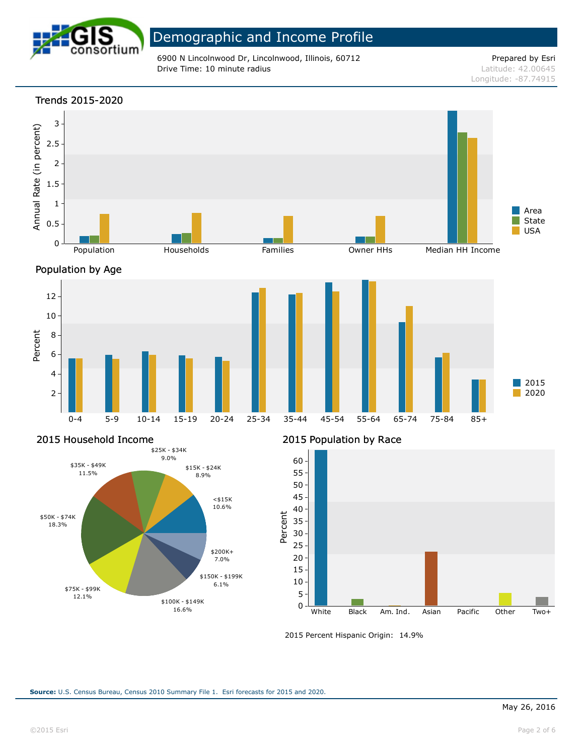# Demographic and Income Profile

6900 N Lincolnwood Dr, Lincolnwood, Illinois, 60712
Drive Time: 10 minute radius

Prepared by Esri
Latitude: 42.00645
Longitude: -87.74915

## Trends 2015-2020

Annual Rate (in percent)

Categories: Population, Households, Families, Owner HHs, Median HH Income

Legend: Area, State, USA

## Population by Age

Percent

Age groups: 0-4, 5-9, 10-14, 15-19, 20-24, 25-34, 35-44, 45-54, 55-64, 65-74, 75-84, 85+

Legend: 2015, 2020

## 2015 Household Income

| Income | Percent |
|---|---|
| <$15K | 10.6% |
| $15K - $24K | 8.9% |
| $25K - $34K | 9.0% |
| $35K - $49K | 11.5% |
| $50K - $74K | 18.3% |
| $75K - $99K | 12.1% |
| $100K - $149K | 16.6% |
| $150K - $199K | 6.1% |
| $200K+ | 7.0% |

## 2015 Population by Race

Percent

Categories: White, Black, Am. Ind., Asian, Pacific, Other, Two+

2015 Percent Hispanic Origin: 14.9%

**Source:** U.S. Census Bureau, Census 2010 Summary File 1. Esri forecasts for 2015 and 2020.

May 26, 2016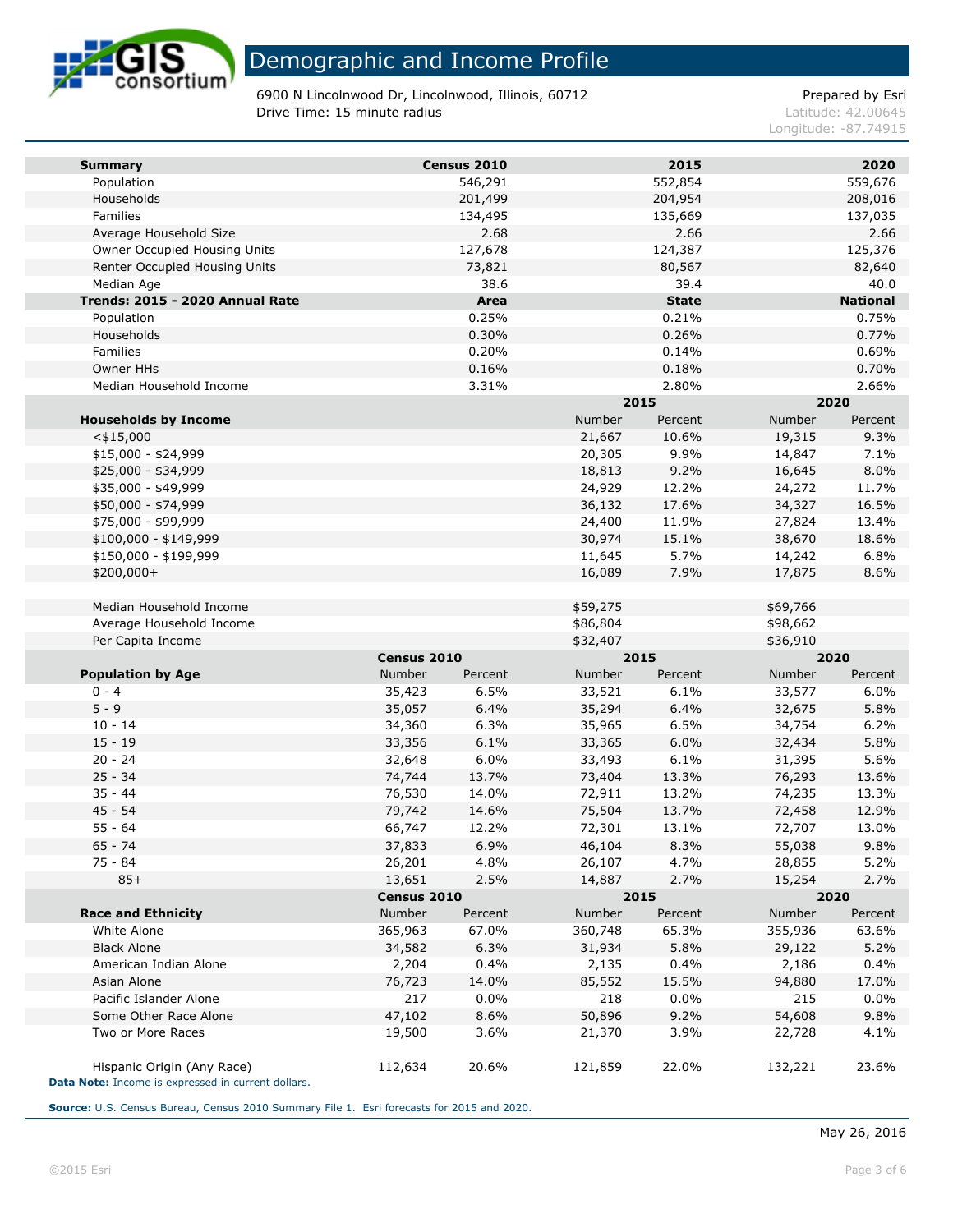# Demographic and Income Profile

6900 N Lincolnwood Dr, Lincolnwood, Illinois, 60712
Drive Time: 15 minute radius

Prepared by Esri
Latitude: 42.00645
Longitude: -87.74915

| Summary | Census 2010 | 2015 | 2020 |
|---|---|---|---|
| Population | 546,291 | 552,854 | 559,676 |
| Households | 201,499 | 204,954 | 208,016 |
| Families | 134,495 | 135,669 | 137,035 |
| Average Household Size | 2.68 | 2.66 | 2.66 |
| Owner Occupied Housing Units | 127,678 | 124,387 | 125,376 |
| Renter Occupied Housing Units | 73,821 | 80,567 | 82,640 |
| Median Age | 38.6 | 39.4 | 40.0 |

| Trends: 2015 - 2020 Annual Rate | Area | State | National |
|---|---|---|---|
| Population | 0.25% | 0.21% | 0.75% |
| Households | 0.30% | 0.26% | 0.77% |
| Families | 0.20% | 0.14% | 0.69% |
| Owner HHs | 0.16% | 0.18% | 0.70% |
| Median Household Income | 3.31% | 2.80% | 2.66% |

| | 2015 | | 2020 | |
|---|---|---|---|---|
| **Households by Income** | Number | Percent | Number | Percent |
| <$15,000 | 21,667 | 10.6% | 19,315 | 9.3% |
| $15,000 - $24,999 | 20,305 | 9.9% | 14,847 | 7.1% |
| $25,000 - $34,999 | 18,813 | 9.2% | 16,645 | 8.0% |
| $35,000 - $49,999 | 24,929 | 12.2% | 24,272 | 11.7% |
| $50,000 - $74,999 | 36,132 | 17.6% | 34,327 | 16.5% |
| $75,000 - $99,999 | 24,400 | 11.9% | 27,824 | 13.4% |
| $100,000 - $149,999 | 30,974 | 15.1% | 38,670 | 18.6% |
| $150,000 - $199,999 | 11,645 | 5.7% | 14,242 | 6.8% |
| $200,000+ | 16,089 | 7.9% | 17,875 | 8.6% |
| | | | | |
| Median Household Income | $59,275 | | $69,766 | |
| Average Household Income | $86,804 | | $98,662 | |
| Per Capita Income | $32,407 | | $36,910 | |

| | Census 2010 | | 2015 | | 2020 | |
|---|---|---|---|---|---|---|
| **Population by Age** | Number | Percent | Number | Percent | Number | Percent |
| 0 - 4 | 35,423 | 6.5% | 33,521 | 6.1% | 33,577 | 6.0% |
| 5 - 9 | 35,057 | 6.4% | 35,294 | 6.4% | 32,675 | 5.8% |
| 10 - 14 | 34,360 | 6.3% | 35,965 | 6.5% | 34,754 | 6.2% |
| 15 - 19 | 33,356 | 6.1% | 33,365 | 6.0% | 32,434 | 5.8% |
| 20 - 24 | 32,648 | 6.0% | 33,493 | 6.1% | 31,395 | 5.6% |
| 25 - 34 | 74,744 | 13.7% | 73,404 | 13.3% | 76,293 | 13.6% |
| 35 - 44 | 76,530 | 14.0% | 72,911 | 13.2% | 74,235 | 13.3% |
| 45 - 54 | 79,742 | 14.6% | 75,504 | 13.7% | 72,458 | 12.9% |
| 55 - 64 | 66,747 | 12.2% | 72,301 | 13.1% | 72,707 | 13.0% |
| 65 - 74 | 37,833 | 6.9% | 46,104 | 8.3% | 55,038 | 9.8% |
| 75 - 84 | 26,201 | 4.8% | 26,107 | 4.7% | 28,855 | 5.2% |
| 85+ | 13,651 | 2.5% | 14,887 | 2.7% | 15,254 | 2.7% |

| | Census 2010 | | 2015 | | 2020 | |
|---|---|---|---|---|---|---|
| **Race and Ethnicity** | Number | Percent | Number | Percent | Number | Percent |
| White Alone | 365,963 | 67.0% | 360,748 | 65.3% | 355,936 | 63.6% |
| Black Alone | 34,582 | 6.3% | 31,934 | 5.8% | 29,122 | 5.2% |
| American Indian Alone | 2,204 | 0.4% | 2,135 | 0.4% | 2,186 | 0.4% |
| Asian Alone | 76,723 | 14.0% | 85,552 | 15.5% | 94,880 | 17.0% |
| Pacific Islander Alone | 217 | 0.0% | 218 | 0.0% | 215 | 0.0% |
| Some Other Race Alone | 47,102 | 8.6% | 50,896 | 9.2% | 54,608 | 9.8% |
| Two or More Races | 19,500 | 3.6% | 21,370 | 3.9% | 22,728 | 4.1% |
| | | | | | | |
| Hispanic Origin (Any Race) | 112,634 | 20.6% | 121,859 | 22.0% | 132,221 | 23.6% |

**Data Note:** Income is expressed in current dollars.

**Source:** U.S. Census Bureau, Census 2010 Summary File 1. Esri forecasts for 2015 and 2020.

May 26, 2016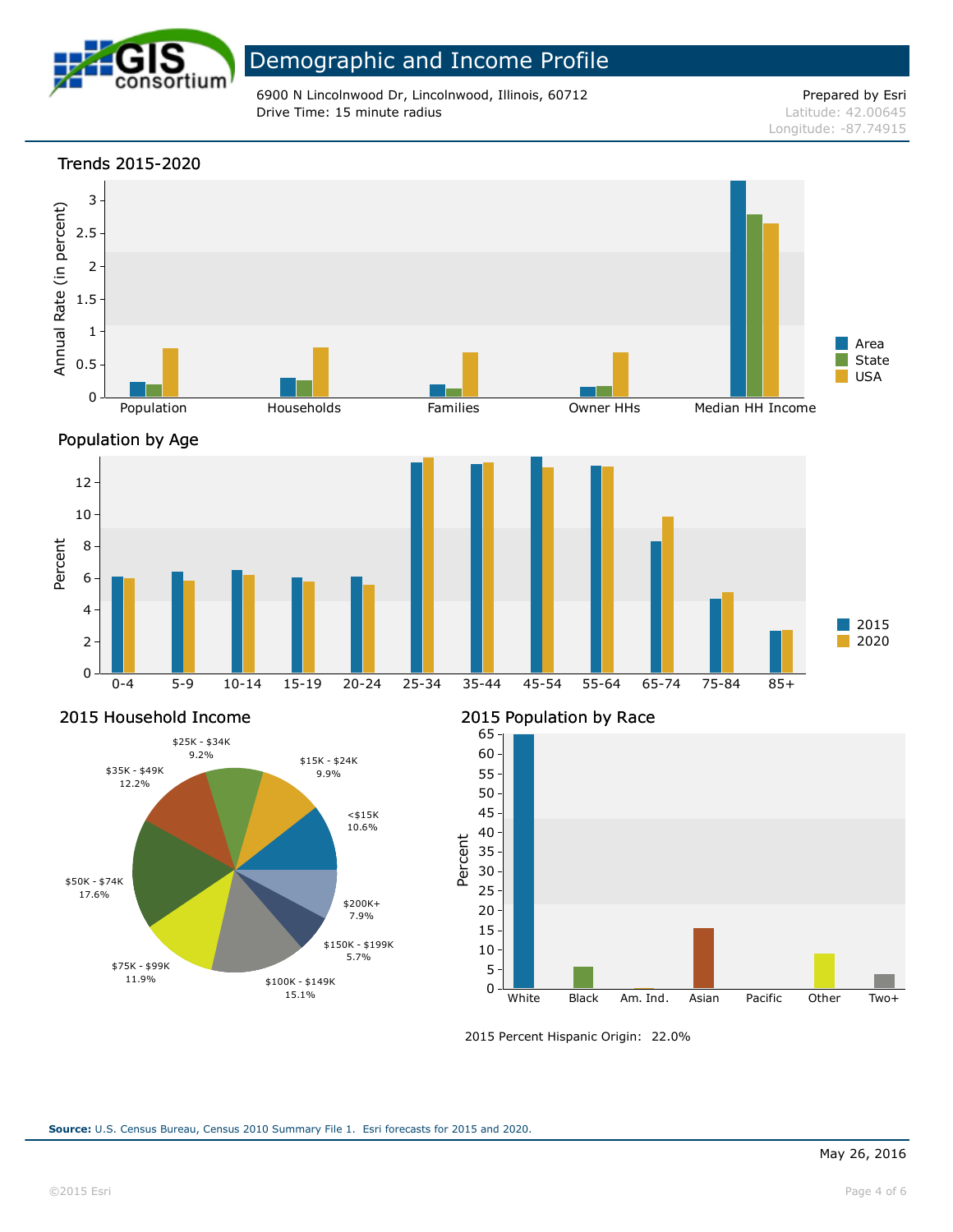# Demographic and Income Profile

6900 N Lincolnwood Dr, Lincolnwood, Illinois, 60712
Drive Time: 15 minute radius

Prepared by Esri
Latitude: 42.00645
Longitude: -87.74915

## Trends 2015-2020

Annual Rate (in percent)

Population, Households, Families, Owner HHs, Median HH Income

Area, State, USA

## Population by Age

Percent

0-4, 5-9, 10-14, 15-19, 20-24, 25-34, 35-44, 45-54, 55-64, 65-74, 75-84, 85+

2015, 2020

## 2015 Household Income

| Income | Percent |
|---|---|
| <$15K | 10.6% |
| $15K - $24K | 9.9% |
| $25K - $34K | 9.2% |
| $35K - $49K | 12.2% |
| $50K - $74K | 17.6% |
| $75K - $99K | 11.9% |
| $100K - $149K | 15.1% |
| $150K - $199K | 5.7% |
| $200K+ | 7.9% |

## 2015 Population by Race

Percent

White, Black, Am. Ind., Asian, Pacific, Other, Two+

2015 Percent Hispanic Origin: 22.0%

**Source:** U.S. Census Bureau, Census 2010 Summary File 1. Esri forecasts for 2015 and 2020.

May 26, 2016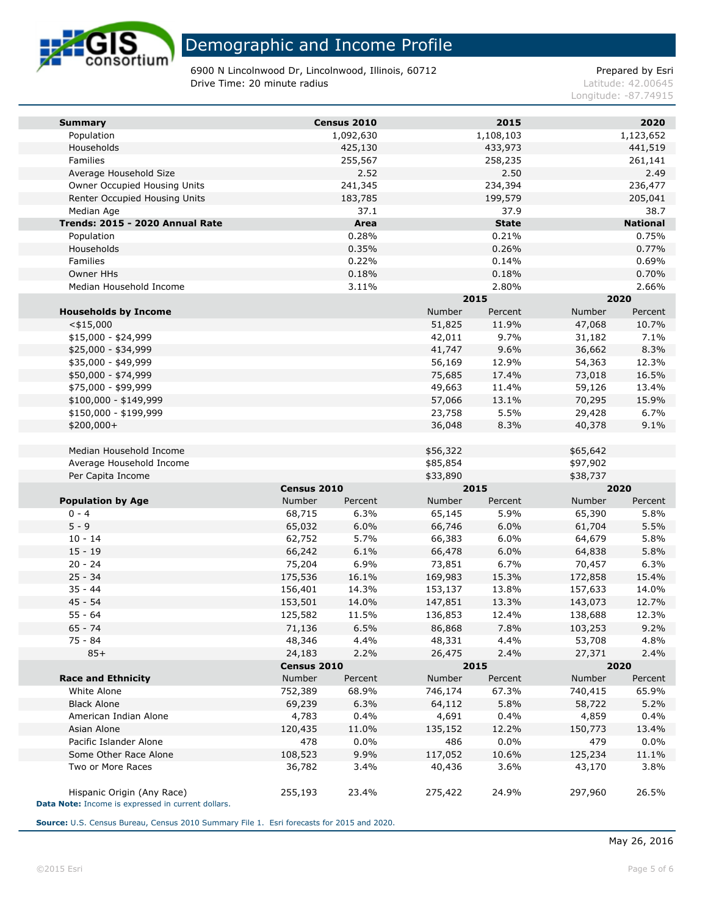# Demographic and Income Profile

6900 N Lincolnwood Dr, Lincolnwood, Illinois, 60712
Drive Time: 20 minute radius

Prepared by Esri
Latitude: 42.00645
Longitude: -87.74915

| Summary | Census 2010 | 2015 | 2020 |
|---|---|---|---|
| Population | 1,092,630 | 1,108,103 | 1,123,652 |
| Households | 425,130 | 433,973 | 441,519 |
| Families | 255,567 | 258,235 | 261,141 |
| Average Household Size | 2.52 | 2.50 | 2.49 |
| Owner Occupied Housing Units | 241,345 | 234,394 | 236,477 |
| Renter Occupied Housing Units | 183,785 | 199,579 | 205,041 |
| Median Age | 37.1 | 37.9 | 38.7 |

| Trends: 2015 - 2020 Annual Rate | Area | State | National |
|---|---|---|---|
| Population | 0.28% | 0.21% | 0.75% |
| Households | 0.35% | 0.26% | 0.77% |
| Families | 0.22% | 0.14% | 0.69% |
| Owner HHs | 0.18% | 0.18% | 0.70% |
| Median Household Income | 3.11% | 2.80% | 2.66% |

| | 2015 | | 2020 | |
|---|---|---|---|---|
| Households by Income | Number | Percent | Number | Percent |
| <$15,000 | 51,825 | 11.9% | 47,068 | 10.7% |
| $15,000 - $24,999 | 42,011 | 9.7% | 31,182 | 7.1% |
| $25,000 - $34,999 | 41,747 | 9.6% | 36,662 | 8.3% |
| $35,000 - $49,999 | 56,169 | 12.9% | 54,363 | 12.3% |
| $50,000 - $74,999 | 75,685 | 17.4% | 73,018 | 16.5% |
| $75,000 - $99,999 | 49,663 | 11.4% | 59,126 | 13.4% |
| $100,000 - $149,999 | 57,066 | 13.1% | 70,295 | 15.9% |
| $150,000 - $199,999 | 23,758 | 5.5% | 29,428 | 6.7% |
| $200,000+ | 36,048 | 8.3% | 40,378 | 9.1% |
| | | | | |
| Median Household Income | $56,322 | | $65,642 | |
| Average Household Income | $85,854 | | $97,902 | |
| Per Capita Income | $33,890 | | $38,737 | |

| | Census 2010 | | 2015 | | 2020 | |
|---|---|---|---|---|---|---|
| Population by Age | Number | Percent | Number | Percent | Number | Percent |
| 0 - 4 | 68,715 | 6.3% | 65,145 | 5.9% | 65,390 | 5.8% |
| 5 - 9 | 65,032 | 6.0% | 66,746 | 6.0% | 61,704 | 5.5% |
| 10 - 14 | 62,752 | 5.7% | 66,383 | 6.0% | 64,679 | 5.8% |
| 15 - 19 | 66,242 | 6.1% | 66,478 | 6.0% | 64,838 | 5.8% |
| 20 - 24 | 75,204 | 6.9% | 73,851 | 6.7% | 70,457 | 6.3% |
| 25 - 34 | 175,536 | 16.1% | 169,983 | 15.3% | 172,858 | 15.4% |
| 35 - 44 | 156,401 | 14.3% | 153,137 | 13.8% | 157,633 | 14.0% |
| 45 - 54 | 153,501 | 14.0% | 147,851 | 13.3% | 143,073 | 12.7% |
| 55 - 64 | 125,582 | 11.5% | 136,853 | 12.4% | 138,688 | 12.3% |
| 65 - 74 | 71,136 | 6.5% | 86,868 | 7.8% | 103,253 | 9.2% |
| 75 - 84 | 48,346 | 4.4% | 48,331 | 4.4% | 53,708 | 4.8% |
| 85+ | 24,183 | 2.2% | 26,475 | 2.4% | 27,371 | 2.4% |

| | Census 2010 | | 2015 | | 2020 | |
|---|---|---|---|---|---|---|
| Race and Ethnicity | Number | Percent | Number | Percent | Number | Percent |
| White Alone | 752,389 | 68.9% | 746,174 | 67.3% | 740,415 | 65.9% |
| Black Alone | 69,239 | 6.3% | 64,112 | 5.8% | 58,722 | 5.2% |
| American Indian Alone | 4,783 | 0.4% | 4,691 | 0.4% | 4,859 | 0.4% |
| Asian Alone | 120,435 | 11.0% | 135,152 | 12.2% | 150,773 | 13.4% |
| Pacific Islander Alone | 478 | 0.0% | 486 | 0.0% | 479 | 0.0% |
| Some Other Race Alone | 108,523 | 9.9% | 117,052 | 10.6% | 125,234 | 11.1% |
| Two or More Races | 36,782 | 3.4% | 40,436 | 3.6% | 43,170 | 3.8% |
| | | | | | | |
| Hispanic Origin (Any Race) | 255,193 | 23.4% | 275,422 | 24.9% | 297,960 | 26.5% |

**Data Note:** Income is expressed in current dollars.

**Source:** U.S. Census Bureau, Census 2010 Summary File 1. Esri forecasts for 2015 and 2020.

May 26, 2016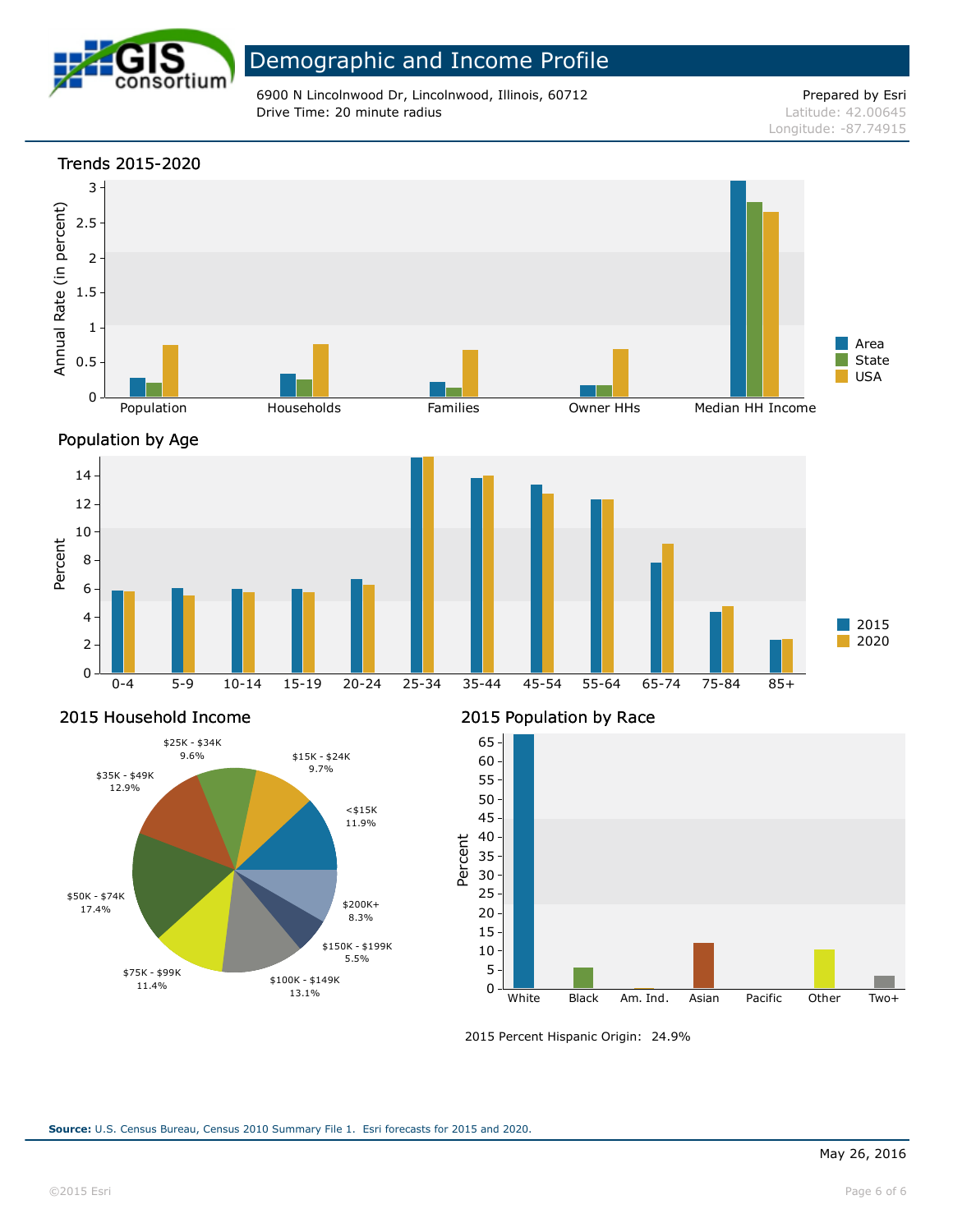# Demographic and Income Profile

6900 N Lincolnwood Dr, Lincolnwood, Illinois, 60712
Drive Time: 20 minute radius

Prepared by Esri
Latitude: 42.00645
Longitude: -87.74915

## Trends 2015-2020

Annual Rate (in percent)
3
2.5
2
1.5
1
0.5
0

Population
Households
Families
Owner HHs
Median HH Income

Area
State
USA

## Population by Age

Percent
14
12
10
8
6
4
2
0

0-4
5-9
10-14
15-19
20-24
25-34
35-44
45-54
55-64
65-74
75-84
85+

2015
2020

## 2015 Household Income

<$15K
11.9%

$15K - $24K
9.7%

$25K - $34K
9.6%

$35K - $49K
12.9%

$50K - $74K
17.4%

$75K - $99K
11.4%

$100K - $149K
13.1%

$150K - $199K
5.5%

$200K+
8.3%

## 2015 Population by Race

Percent
65
60
55
50
45
40
35
30
25
20
15
10
5
0

White
Black
Am. Ind.
Asian
Pacific
Other
Two+

2015 Percent Hispanic Origin: 24.9%

**Source:** U.S. Census Bureau, Census 2010 Summary File 1. Esri forecasts for 2015 and 2020.

May 26, 2016